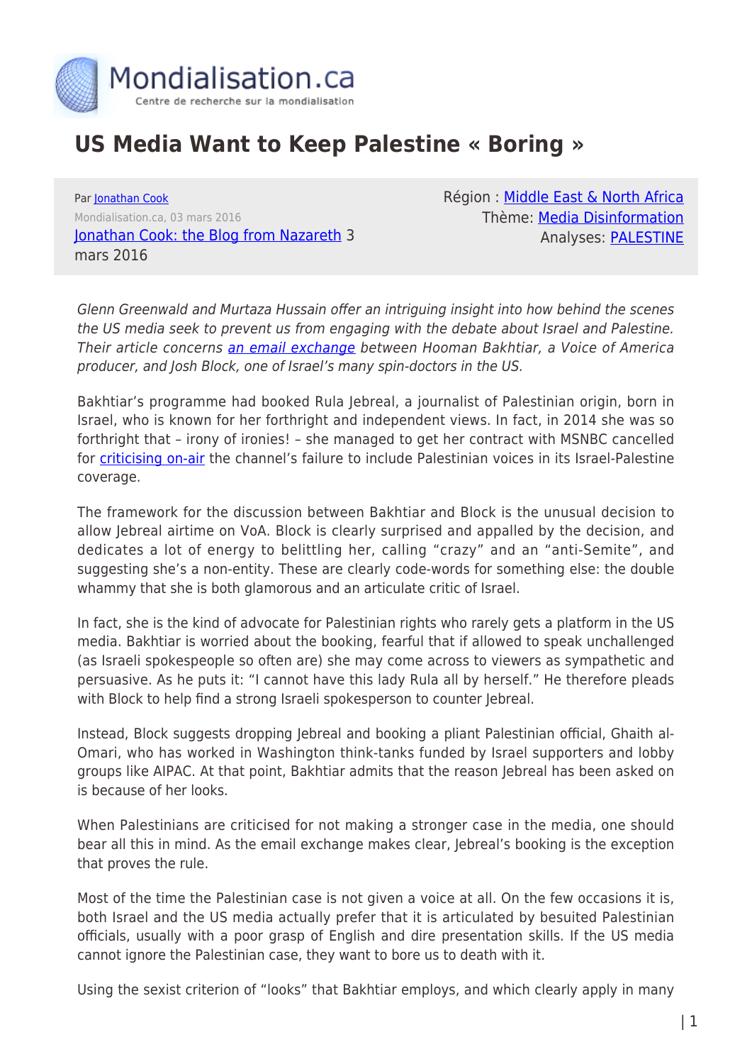Mondialisation.ca

Centre de recherche sur la mondialisation

# US Media Want to Keep Palestine « Boring »

Par [Jonathan Cook](#)
Mondialisation.ca, 03 mars 2016
[Jonathan Cook: the Blog from Nazareth](#) 3 mars 2016

Région : [Middle East & North Africa](#)
Thème: [Media Disinformation](#)
Analyses: [PALESTINE](#)

*Glenn Greenwald and Murtaza Hussain offer an intriguing insight into how behind the scenes the US media seek to prevent us from engaging with the debate about Israel and Palestine. Their article concerns [an email exchange](#) between Hooman Bakhtiar, a Voice of America producer, and Josh Block, one of Israel's many spin-doctors in the US.*

Bakhtiar's programme had booked Rula Jebreal, a journalist of Palestinian origin, born in Israel, who is known for her forthright and independent views. In fact, in 2014 she was so forthright that – irony of ironies! – she managed to get her contract with MSNBC cancelled for [criticising on-air](#) the channel's failure to include Palestinian voices in its Israel-Palestine coverage.

The framework for the discussion between Bakhtiar and Block is the unusual decision to allow Jebreal airtime on VoA. Block is clearly surprised and appalled by the decision, and dedicates a lot of energy to belittling her, calling "crazy" and an "anti-Semite", and suggesting she's a non-entity. These are clearly code-words for something else: the double whammy that she is both glamorous and an articulate critic of Israel.

In fact, she is the kind of advocate for Palestinian rights who rarely gets a platform in the US media. Bakhtiar is worried about the booking, fearful that if allowed to speak unchallenged (as Israeli spokespeople so often are) she may come across to viewers as sympathetic and persuasive. As he puts it: "I cannot have this lady Rula all by herself." He therefore pleads with Block to help find a strong Israeli spokesperson to counter Jebreal.

Instead, Block suggests dropping Jebreal and booking a pliant Palestinian official, Ghaith al-Omari, who has worked in Washington think-tanks funded by Israel supporters and lobby groups like AIPAC. At that point, Bakhtiar admits that the reason Jebreal has been asked on is because of her looks.

When Palestinians are criticised for not making a stronger case in the media, one should bear all this in mind. As the email exchange makes clear, Jebreal's booking is the exception that proves the rule.

Most of the time the Palestinian case is not given a voice at all. On the few occasions it is, both Israel and the US media actually prefer that it is articulated by besuited Palestinian officials, usually with a poor grasp of English and dire presentation skills. If the US media cannot ignore the Palestinian case, they want to bore us to death with it.

Using the sexist criterion of "looks" that Bakhtiar employs, and which clearly apply in many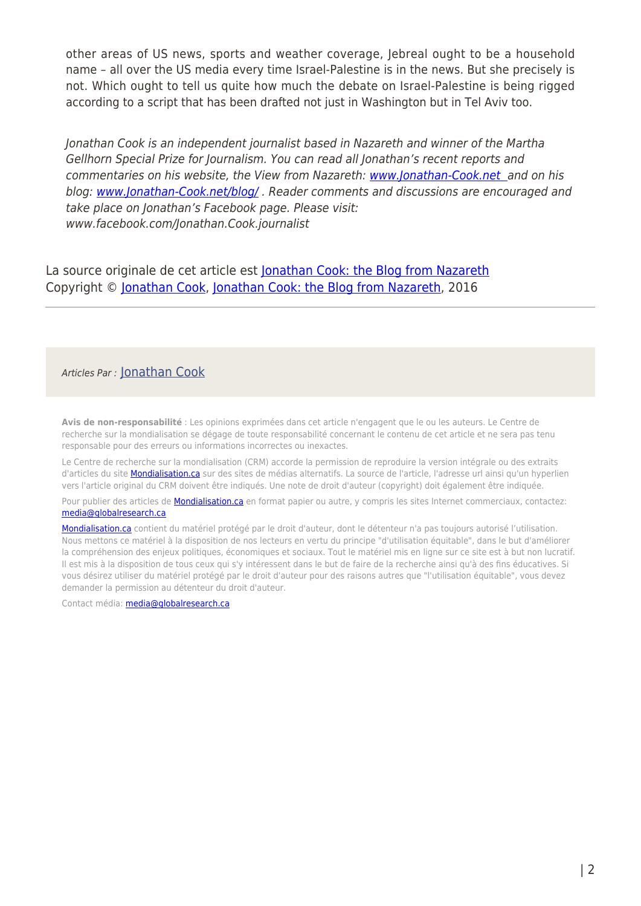other areas of US news, sports and weather coverage, Jebreal ought to be a household name – all over the US media every time Israel-Palestine is in the news. But she precisely is not. Which ought to tell us quite how much the debate on Israel-Palestine is being rigged according to a script that has been drafted not just in Washington but in Tel Aviv too.

*Jonathan Cook is an independent journalist based in Nazareth and winner of the Martha Gellhorn Special Prize for Journalism. You can read all Jonathan's recent reports and commentaries on his website, the View from Nazareth: [www.Jonathan-Cook.net](www.Jonathan-Cook.net) and on his blog: [www.Jonathan-Cook.net/blog/](www.Jonathan-Cook.net/blog/) . Reader comments and discussions are encouraged and take place on Jonathan's Facebook page. Please visit: www.facebook.com/Jonathan.Cook.journalist*

La source originale de cet article est Jonathan Cook: the Blog from Nazareth
Copyright © Jonathan Cook, Jonathan Cook: the Blog from Nazareth, 2016

---

*Articles Par :* Jonathan Cook

**Avis de non-responsabilité** : Les opinions exprimées dans cet article n'engagent que le ou les auteurs. Le Centre de recherche sur la mondialisation se dégage de toute responsabilité concernant le contenu de cet article et ne sera pas tenu responsable pour des erreurs ou informations incorrectes ou inexactes.

Le Centre de recherche sur la mondialisation (CRM) accorde la permission de reproduire la version intégrale ou des extraits d'articles du site Mondialisation.ca sur des sites de médias alternatifs. La source de l'article, l'adresse url ainsi qu'un hyperlien vers l'article original du CRM doivent être indiqués. Une note de droit d'auteur (copyright) doit également être indiquée.

Pour publier des articles de Mondialisation.ca en format papier ou autre, y compris les sites Internet commerciaux, contactez: media@globalresearch.ca

Mondialisation.ca contient du matériel protégé par le droit d'auteur, dont le détenteur n'a pas toujours autorisé l'utilisation. Nous mettons ce matériel à la disposition de nos lecteurs en vertu du principe "d'utilisation équitable", dans le but d'améliorer la compréhension des enjeux politiques, économiques et sociaux. Tout le matériel mis en ligne sur ce site est à but non lucratif. Il est mis à la disposition de tous ceux qui s'y intéressent dans le but de faire de la recherche ainsi qu'à des fins éducatives. Si vous désirez utiliser du matériel protégé par le droit d'auteur pour des raisons autres que "l'utilisation équitable", vous devez demander la permission au détenteur du droit d'auteur.

Contact média: media@globalresearch.ca